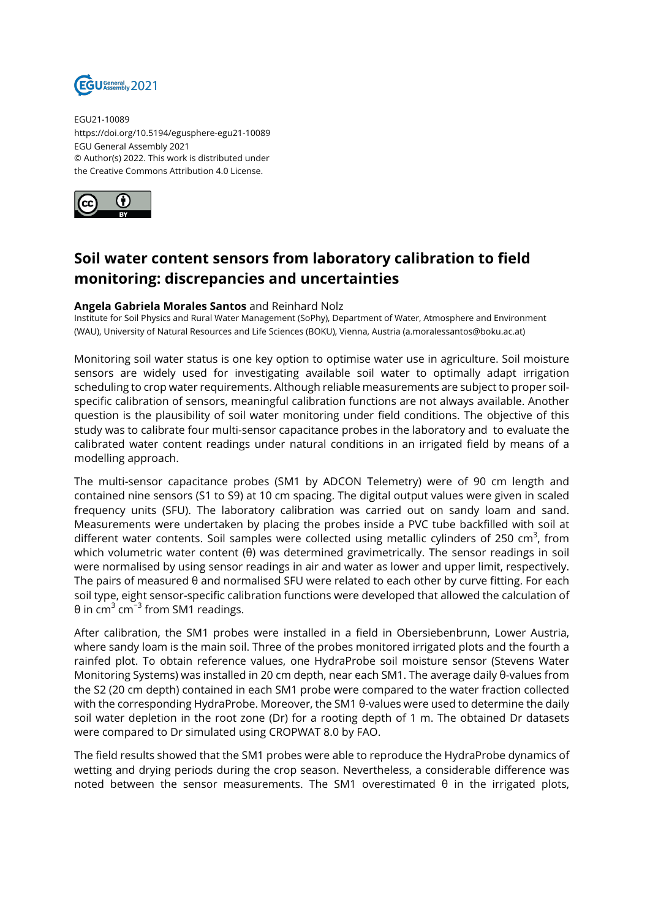EGU21-10089
https://doi.org/10.5194/egusphere-egu21-10089
EGU General Assembly 2021
© Author(s) 2022. This work is distributed under
the Creative Commons Attribution 4.0 License.

# Soil water content sensors from laboratory calibration to field monitoring: discrepancies and uncertainties

**Angela Gabriela Morales Santos** and Reinhard Nolz

Institute for Soil Physics and Rural Water Management (SoPhy), Department of Water, Atmosphere and Environment (WAU), University of Natural Resources and Life Sciences (BOKU), Vienna, Austria (a.moralessantos@boku.ac.at)

Monitoring soil water status is one key option to optimise water use in agriculture. Soil moisture sensors are widely used for investigating available soil water to optimally adapt irrigation scheduling to crop water requirements. Although reliable measurements are subject to proper soil-specific calibration of sensors, meaningful calibration functions are not always available. Another question is the plausibility of soil water monitoring under field conditions. The objective of this study was to calibrate four multi-sensor capacitance probes in the laboratory and to evaluate the calibrated water content readings under natural conditions in an irrigated field by means of a modelling approach.

The multi-sensor capacitance probes (SM1 by ADCON Telemetry) were of 90 cm length and contained nine sensors (S1 to S9) at 10 cm spacing. The digital output values were given in scaled frequency units (SFU). The laboratory calibration was carried out on sandy loam and sand. Measurements were undertaken by placing the probes inside a PVC tube backfilled with soil at different water contents. Soil samples were collected using metallic cylinders of 250 $cm^3$, from which volumetric water content (θ) was determined gravimetrically. The sensor readings in soil were normalised by using sensor readings in air and water as lower and upper limit, respectively. The pairs of measured θ and normalised SFU were related to each other by curve fitting. For each soil type, eight sensor-specific calibration functions were developed that allowed the calculation of θ in $cm^3$ $cm^{-3}$ from SM1 readings.

After calibration, the SM1 probes were installed in a field in Obersiebenbrunn, Lower Austria, where sandy loam is the main soil. Three of the probes monitored irrigated plots and the fourth a rainfed plot. To obtain reference values, one HydraProbe soil moisture sensor (Stevens Water Monitoring Systems) was installed in 20 cm depth, near each SM1. The average daily θ-values from the S2 (20 cm depth) contained in each SM1 probe were compared to the water fraction collected with the corresponding HydraProbe. Moreover, the SM1 θ-values were used to determine the daily soil water depletion in the root zone (Dr) for a rooting depth of 1 m. The obtained Dr datasets were compared to Dr simulated using CROPWAT 8.0 by FAO.

The field results showed that the SM1 probes were able to reproduce the HydraProbe dynamics of wetting and drying periods during the crop season. Nevertheless, a considerable difference was noted between the sensor measurements. The SM1 overestimated θ in the irrigated plots,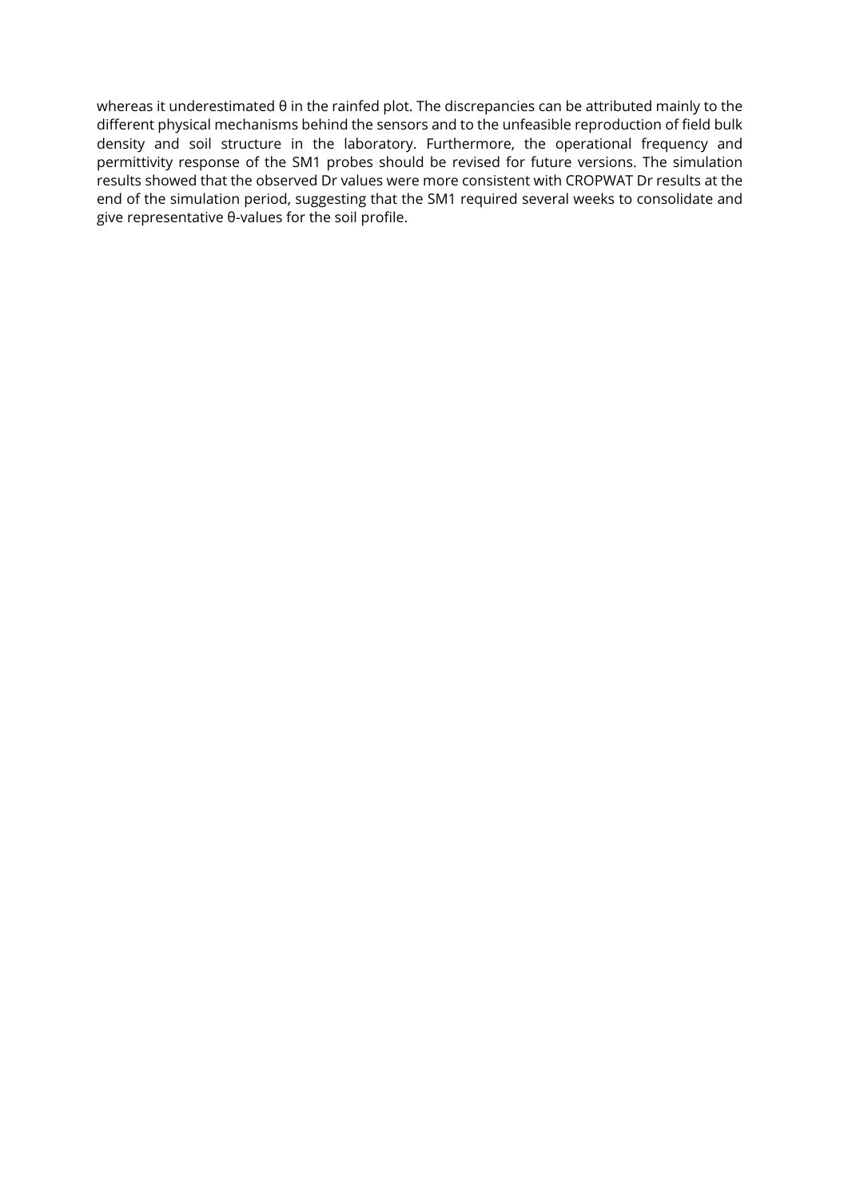whereas it underestimated θ in the rainfed plot. The discrepancies can be attributed mainly to the different physical mechanisms behind the sensors and to the unfeasible reproduction of field bulk density and soil structure in the laboratory. Furthermore, the operational frequency and permittivity response of the SM1 probes should be revised for future versions. The simulation results showed that the observed Dr values were more consistent with CROPWAT Dr results at the end of the simulation period, suggesting that the SM1 required several weeks to consolidate and give representative θ-values for the soil profile.